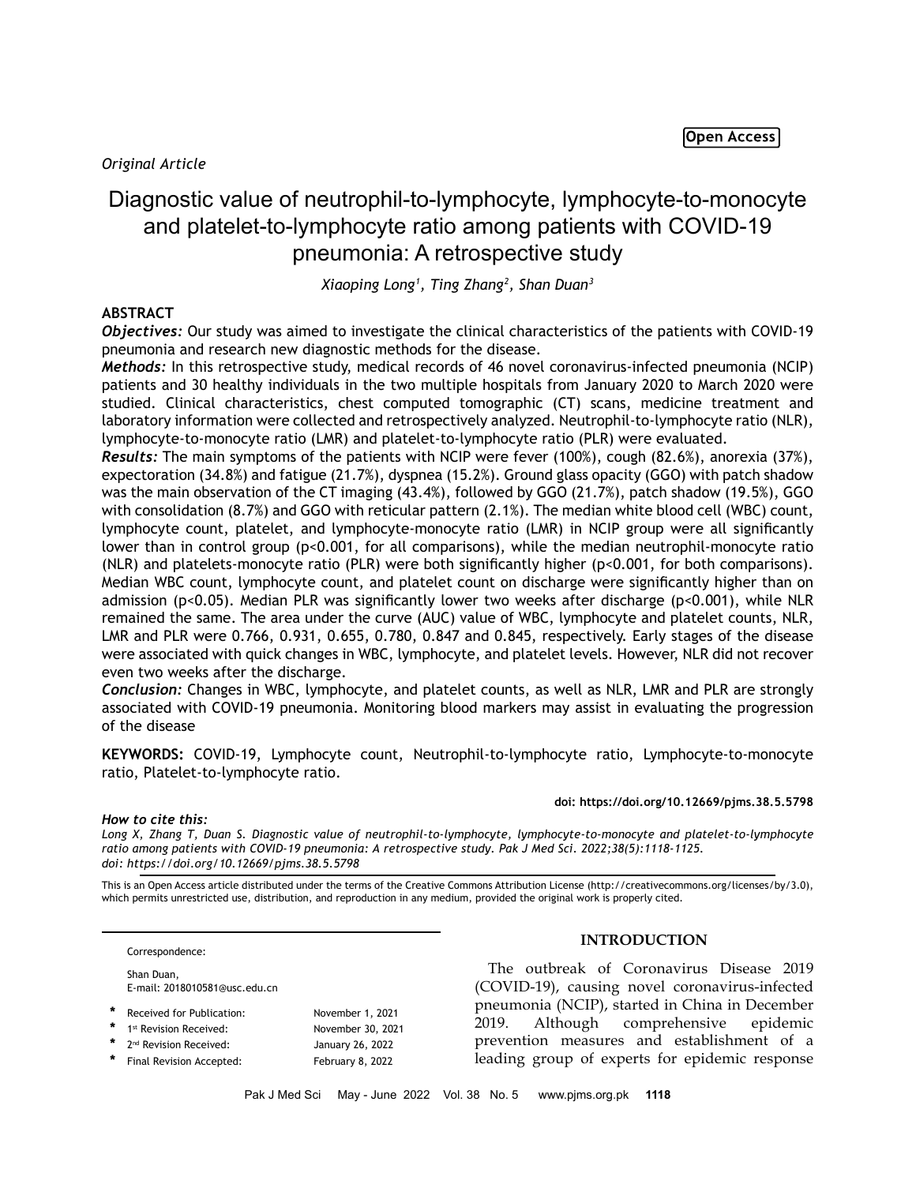Open Access

*Original Article*

# Diagnostic value of neutrophil-to-lymphocyte, lymphocyte-to-monocyte and platelet-to-lymphocyte ratio among patients with COVID-19 pneumonia: A retrospective study

*Xiaoping Long[1], Ting Zhang[2], Shan Duan[3]*

## ABSTRACT

***Objectives:*** Our study was aimed to investigate the clinical characteristics of the patients with COVID-19 pneumonia and research new diagnostic methods for the disease.

***Methods:*** In this retrospective study, medical records of 46 novel coronavirus-infected pneumonia (NCIP) patients and 30 healthy individuals in the two multiple hospitals from January 2020 to March 2020 were studied. Clinical characteristics, chest computed tomographic (CT) scans, medicine treatment and laboratory information were collected and retrospectively analyzed. Neutrophil-to-lymphocyte ratio (NLR), lymphocyte-to-monocyte ratio (LMR) and platelet-to-lymphocyte ratio (PLR) were evaluated.

***Results:*** The main symptoms of the patients with NCIP were fever (100%), cough (82.6%), anorexia (37%), expectoration (34.8%) and fatigue (21.7%), dyspnea (15.2%). Ground glass opacity (GGO) with patch shadow was the main observation of the CT imaging (43.4%), followed by GGO (21.7%), patch shadow (19.5%), GGO with consolidation (8.7%) and GGO with reticular pattern (2.1%). The median white blood cell (WBC) count, lymphocyte count, platelet, and lymphocyte-monocyte ratio (LMR) in NCIP group were all significantly lower than in control group ($p<0.001$, for all comparisons), while the median neutrophil-monocyte ratio (NLR) and platelets-monocyte ratio (PLR) were both significantly higher ($p<0.001$, for both comparisons). Median WBC count, lymphocyte count, and platelet count on discharge were significantly higher than on admission ($p<0.05$). Median PLR was significantly lower two weeks after discharge ($p<0.001$), while NLR remained the same. The area under the curve (AUC) value of WBC, lymphocyte and platelet counts, NLR, LMR and PLR were 0.766, 0.931, 0.655, 0.780, 0.847 and 0.845, respectively. Early stages of the disease were associated with quick changes in WBC, lymphocyte, and platelet levels. However, NLR did not recover even two weeks after the discharge.

***Conclusion:*** Changes in WBC, lymphocyte, and platelet counts, as well as NLR, LMR and PLR are strongly associated with COVID-19 pneumonia. Monitoring blood markers may assist in evaluating the progression of the disease

**KEYWORDS:** COVID-19, Lymphocyte count, Neutrophil-to-lymphocyte ratio, Lymphocyte-to-monocyte ratio, Platelet-to-lymphocyte ratio.

**doi: https://doi.org/10.12669/pjms.38.5.5798**

***How to cite this:***
*Long X, Zhang T, Duan S. Diagnostic value of neutrophil-to-lymphocyte, lymphocyte-to-monocyte and platelet-to-lymphocyte ratio among patients with COVID-19 pneumonia: A retrospective study. Pak J Med Sci. 2022;38(5):1118-1125. doi: https://doi.org/10.12669/pjms.38.5.5798*

This is an Open Access article distributed under the terms of the Creative Commons Attribution License (http://creativecommons.org/licenses/by/3.0), which permits unrestricted use, distribution, and reproduction in any medium, provided the original work is properly cited.

Correspondence:

Shan Duan,
E-mail: 2018010581@usc.edu.cn

| | |
|---|---|
| * Received for Publication: | November 1, 2021 |
| * 1st Revision Received: | November 30, 2021 |
| * 2nd Revision Received: | January 26, 2022 |
| * Final Revision Accepted: | February 8, 2022 |

## INTRODUCTION

The outbreak of Coronavirus Disease 2019 (COVID-19), causing novel coronavirus-infected pneumonia (NCIP), started in China in December 2019. Although comprehensive epidemic prevention measures and establishment of a leading group of experts for epidemic response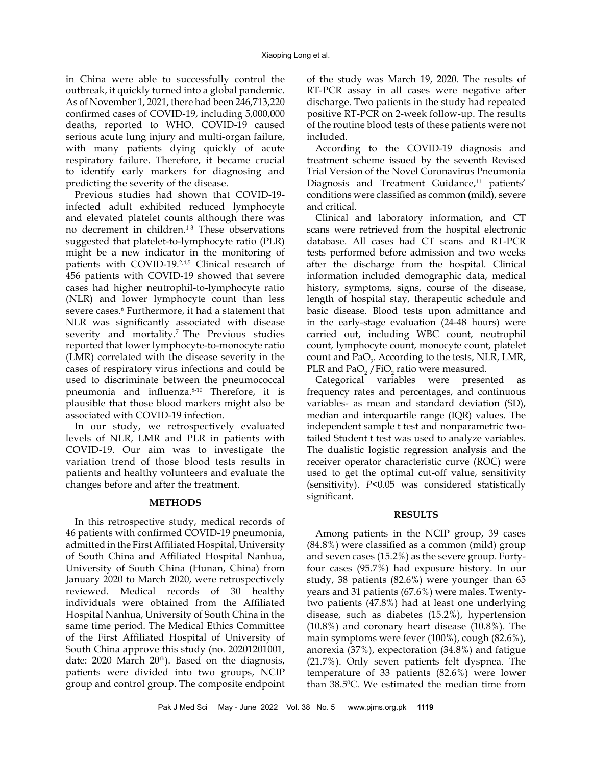in China were able to successfully control the outbreak, it quickly turned into a global pandemic. As of November 1, 2021, there had been 246,713,220 confirmed cases of COVID-19, including 5,000,000 deaths, reported to WHO. COVID-19 caused serious acute lung injury and multi-organ failure, with many patients dying quickly of acute respiratory failure. Therefore, it became crucial to identify early markers for diagnosing and predicting the severity of the disease.

Previous studies had shown that COVID-19-infected adult exhibited reduced lymphocyte and elevated platelet counts although there was no decrement in children.[1-3] These observations suggested that platelet-to-lymphocyte ratio (PLR) might be a new indicator in the monitoring of patients with COVID-19.[2,4,5] Clinical research of 456 patients with COVID-19 showed that severe cases had higher neutrophil-to-lymphocyte ratio (NLR) and lower lymphocyte count than less severe cases.[6] Furthermore, it had a statement that NLR was significantly associated with disease severity and mortality.[7] The Previous studies reported that lower lymphocyte-to-monocyte ratio (LMR) correlated with the disease severity in the cases of respiratory virus infections and could be used to discriminate between the pneumococcal pneumonia and influenza.[8-10] Therefore, it is plausible that those blood markers might also be associated with COVID-19 infection.

In our study, we retrospectively evaluated levels of NLR, LMR and PLR in patients with COVID-19. Our aim was to investigate the variation trend of those blood tests results in patients and healthy volunteers and evaluate the changes before and after the treatment.

## METHODS

In this retrospective study, medical records of 46 patients with confirmed COVID-19 pneumonia, admitted in the First Affiliated Hospital, University of South China and Affiliated Hospital Nanhua, University of South China (Hunan, China) from January 2020 to March 2020, were retrospectively reviewed. Medical records of 30 healthy individuals were obtained from the Affiliated Hospital Nanhua, University of South China in the same time period. The Medical Ethics Committee of the First Affiliated Hospital of University of South China approve this study (no. 20201201001, date: 2020 March 20th). Based on the diagnosis, patients were divided into two groups, NCIP group and control group. The composite endpoint of the study was March 19, 2020. The results of RT-PCR assay in all cases were negative after discharge. Two patients in the study had repeated positive RT-PCR on 2-week follow-up. The results of the routine blood tests of these patients were not included.

According to the COVID-19 diagnosis and treatment scheme issued by the seventh Revised Trial Version of the Novel Coronavirus Pneumonia Diagnosis and Treatment Guidance,[11] patients' conditions were classified as common (mild), severe and critical.

Clinical and laboratory information, and CT scans were retrieved from the hospital electronic database. All cases had CT scans and RT-PCR tests performed before admission and two weeks after the discharge from the hospital. Clinical information included demographic data, medical history, symptoms, signs, course of the disease, length of hospital stay, therapeutic schedule and basic disease. Blood tests upon admittance and in the early-stage evaluation (24-48 hours) were carried out, including WBC count, neutrophil count, lymphocyte count, monocyte count, platelet count and $PaO_2$. According to the tests, NLR, LMR, PLR and $PaO_2/FiO_2$ ratio were measured.

Categorical variables were presented as frequency rates and percentages, and continuous variables- as mean and standard deviation (SD), median and interquartile range (IQR) values. The independent sample t test and nonparametric two-tailed Student t test was used to analyze variables. The dualistic logistic regression analysis and the receiver operator characteristic curve (ROC) were used to get the optimal cut-off value, sensitivity (sensitivity). *P*<0.05 was considered statistically significant.

## RESULTS

Among patients in the NCIP group, 39 cases (84.8%) were classified as a common (mild) group and seven cases (15.2%) as the severe group. Forty-four cases (95.7%) had exposure history. In our study, 38 patients (82.6%) were younger than 65 years and 31 patients (67.6%) were males. Twenty-two patients (47.8%) had at least one underlying disease, such as diabetes (15.2%), hypertension (10.8%) and coronary heart disease (10.8%). The main symptoms were fever (100%), cough (82.6%), anorexia (37%), expectoration (34.8%) and fatigue (21.7%). Only seven patients felt dyspnea. The temperature of 33 patients (82.6%) were lower than 38.5$^0$C. We estimated the median time from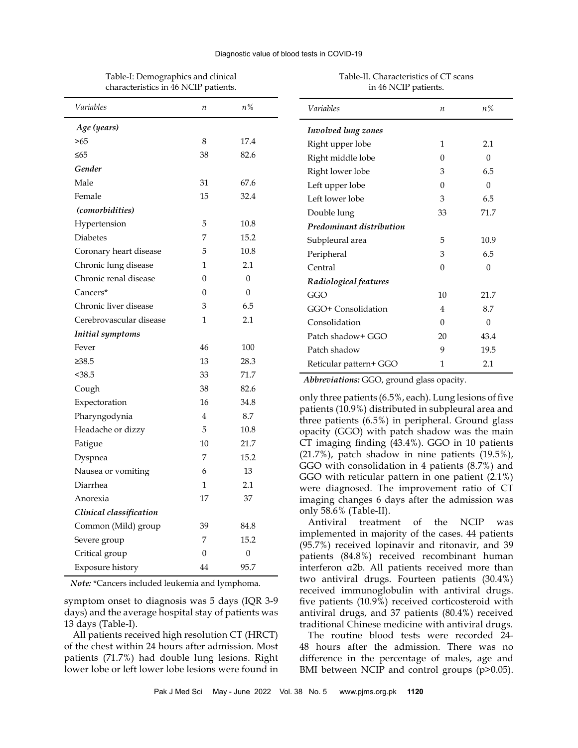Table-I: Demographics and clinical characteristics in 46 NCIP patients.

| *Variables* | *n* | *n%* |
|---|---|---|
| ***Age (years)*** | | |
| >65 | 8 | 17.4 |
| ≤65 | 38 | 82.6 |
| ***Gender*** | | |
| Male | 31 | 67.6 |
| Female | 15 | 32.4 |
| ***(comorbidities)*** | | |
| Hypertension | 5 | 10.8 |
| Diabetes | 7 | 15.2 |
| Coronary heart disease | 5 | 10.8 |
| Chronic lung disease | 1 | 2.1 |
| Chronic renal disease | 0 | 0 |
| Cancers* | 0 | 0 |
| Chronic liver disease | 3 | 6.5 |
| Cerebrovascular disease | 1 | 2.1 |
| ***Initial symptoms*** | | |
| Fever | 46 | 100 |
| ≥38.5 | 13 | 28.3 |
| <38.5 | 33 | 71.7 |
| Cough | 38 | 82.6 |
| Expectoration | 16 | 34.8 |
| Pharyngodynia | 4 | 8.7 |
| Headache or dizzy | 5 | 10.8 |
| Fatigue | 10 | 21.7 |
| Dyspnea | 7 | 15.2 |
| Nausea or vomiting | 6 | 13 |
| Diarrhea | 1 | 2.1 |
| Anorexia | 17 | 37 |
| ***Clinical classification*** | | |
| Common (Mild) group | 39 | 84.8 |
| Severe group | 7 | 15.2 |
| Critical group | 0 | 0 |
| Exposure history | 44 | 95.7 |

***Note:*** *Cancers included leukemia and lymphoma.

symptom onset to diagnosis was 5 days (IQR 3-9 days) and the average hospital stay of patients was 13 days (Table-I).

All patients received high resolution CT (HRCT) of the chest within 24 hours after admission. Most patients (71.7%) had double lung lesions. Right lower lobe or left lower lobe lesions were found in only three patients (6.5%, each). Lung lesions of five patients (10.9%) distributed in subpleural area and three patients (6.5%) in peripheral. Ground glass opacity (GGO) with patch shadow was the main CT imaging finding (43.4%). GGO in 10 patients (21.7%), patch shadow in nine patients (19.5%), GGO with consolidation in 4 patients (8.7%) and GGO with reticular pattern in one patient (2.1%) were diagnosed. The improvement ratio of CT imaging changes 6 days after the admission was only 58.6% (Table-II).

Table-II. Characteristics of CT scans in 46 NCIP patients.

| *Variables* | *n* | *n%* |
|---|---|---|
| ***Involved lung zones*** | | |
| Right upper lobe | 1 | 2.1 |
| Right middle lobe | 0 | 0 |
| Right lower lobe | 3 | 6.5 |
| Left upper lobe | 0 | 0 |
| Left lower lobe | 3 | 6.5 |
| Double lung | 33 | 71.7 |
| ***Predominant distribution*** | | |
| Subpleural area | 5 | 10.9 |
| Peripheral | 3 | 6.5 |
| Central | 0 | 0 |
| ***Radiological features*** | | |
| GGO | 10 | 21.7 |
| GGO+ Consolidation | 4 | 8.7 |
| Consolidation | 0 | 0 |
| Patch shadow+ GGO | 20 | 43.4 |
| Patch shadow | 9 | 19.5 |
| Reticular pattern+ GGO | 1 | 2.1 |

***Abbreviations:*** GGO, ground glass opacity.

Antiviral treatment of the NCIP was implemented in majority of the cases. 44 patients (95.7%) received lopinavir and ritonavir, and 39 patients (84.8%) received recombinant human interferon α2b. All patients received more than two antiviral drugs. Fourteen patients (30.4%) received immunoglobulin with antiviral drugs. five patients (10.9%) received corticosteroid with antiviral drugs, and 37 patients (80.4%) received traditional Chinese medicine with antiviral drugs.

The routine blood tests were recorded 24-48 hours after the admission. There was no difference in the percentage of males, age and BMI between NCIP and control groups ($p>0.05$).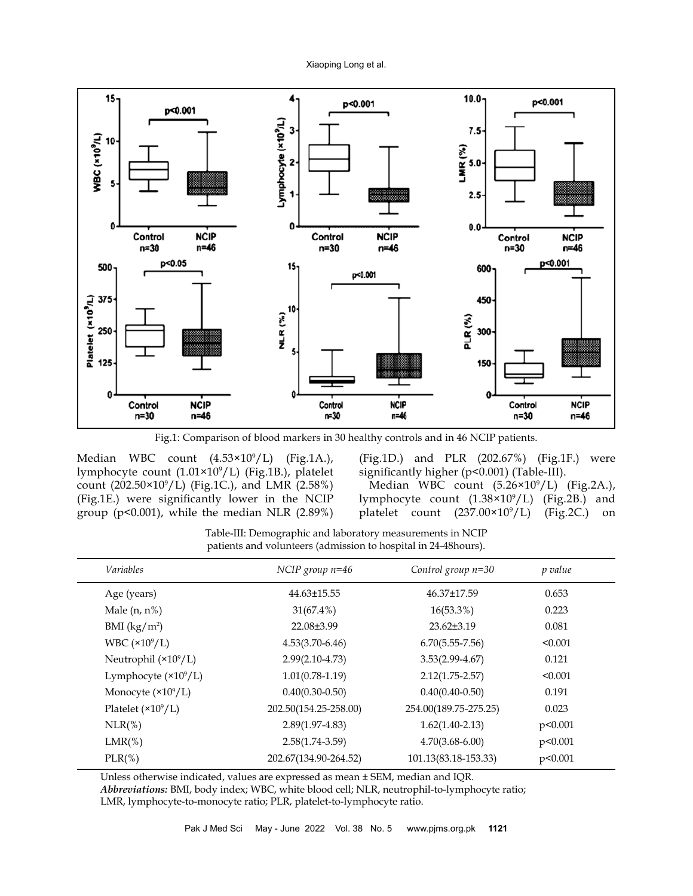Fig.1: Comparison of blood markers in 30 healthy controls and in 46 NCIP patients.

Median WBC count ($4.53 \times 10^9$/L) (Fig.1A.), lymphocyte count ($1.01 \times 10^9$/L) (Fig.1B.), platelet count ($202.50 \times 10^9$/L) (Fig.1C.), and LMR (2.58%) (Fig.1E.) were significantly lower in the NCIP group ($p<0.001$), while the median NLR (2.89%) (Fig.1D.) and PLR (202.67%) (Fig.1F.) were significantly higher ($p<0.001$) (Table-III).

Median WBC count ($5.26 \times 10^9$/L) (Fig.2A.), lymphocyte count ($1.38 \times 10^9$/L) (Fig.2B.) and platelet count ($237.00 \times 10^9$/L) (Fig.2C.) on

Table-III: Demographic and laboratory measurements in NCIP patients and volunteers (admission to hospital in 24-48hours).

| *Variables* | *NCIP group n=46* | *Control group n=30* | *p value* |
|---|---|---|---|
| Age (years) | 44.63±15.55 | 46.37±17.59 | 0.653 |
| Male (n, n%) | 31(67.4%) | 16(53.3%) | 0.223 |
| BMI (kg/m$^2$) | 22.08±3.99 | 23.62±3.19 | 0.081 |
| WBC ($\times 10^9$/L) | 4.53(3.70-6.46) | 6.70(5.55-7.56) | <0.001 |
| Neutrophil ($\times 10^9$/L) | 2.99(2.10-4.73) | 3.53(2.99-4.67) | 0.121 |
| Lymphocyte ($\times 10^9$/L) | 1.01(0.78-1.19) | 2.12(1.75-2.57) | <0.001 |
| Monocyte ($\times 10^9$/L) | 0.40(0.30-0.50) | 0.40(0.40-0.50) | 0.191 |
| Platelet ($\times 10^9$/L) | 202.50(154.25-258.00) | 254.00(189.75-275.25) | 0.023 |
| NLR(%) | 2.89(1.97-4.83) | 1.62(1.40-2.13) | p<0.001 |
| LMR(%) | 2.58(1.74-3.59) | 4.70(3.68-6.00) | p<0.001 |
| PLR(%) | 202.67(134.90-264.52) | 101.13(83.18-153.33) | p<0.001 |

Unless otherwise indicated, values are expressed as mean ± SEM, median and IQR.
***Abbreviations:*** BMI, body index; WBC, white blood cell; NLR, neutrophil-to-lymphocyte ratio; LMR, lymphocyte-to-monocyte ratio; PLR, platelet-to-lymphocyte ratio.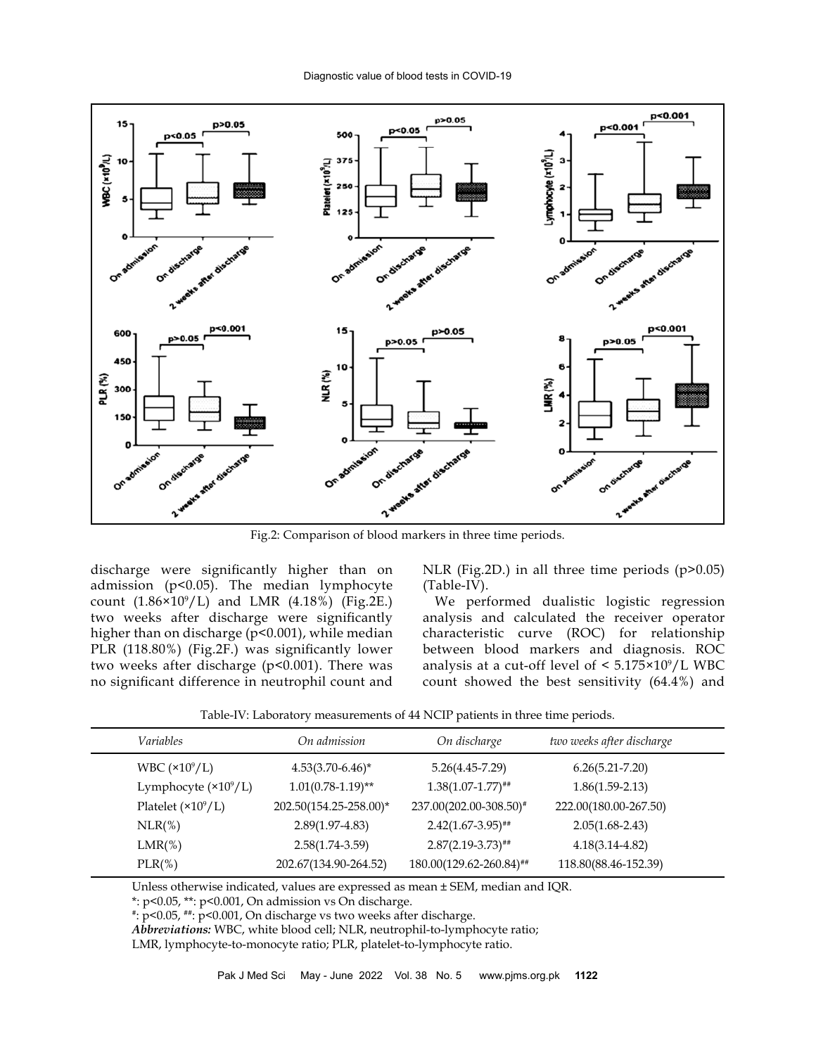Fig.2: Comparison of blood markers in three time periods.

discharge were significantly higher than on admission ($p<0.05$). The median lymphocyte count ($1.86\times10^9$/L) and LMR (4.18%) (Fig.2E.) two weeks after discharge were significantly higher than on discharge ($p<0.001$), while median PLR (118.80%) (Fig.2F.) was significantly lower two weeks after discharge ($p<0.001$). There was no significant difference in neutrophil count and NLR (Fig.2D.) in all three time periods ($p>0.05$) (Table-IV).

We performed dualistic logistic regression analysis and calculated the receiver operator characteristic curve (ROC) for relationship between blood markers and diagnosis. ROC analysis at a cut-off level of < $5.175\times10^9$/L WBC count showed the best sensitivity (64.4%) and

Table-IV: Laboratory measurements of 44 NCIP patients in three time periods.

| *Variables* | *On admission* | *On discharge* | *two weeks after discharge* |
|---|---|---|---|
| WBC ($\times10^9$/L) | 4.53(3.70-6.46)* | 5.26(4.45-7.29) | 6.26(5.21-7.20) |
| Lymphocyte ($\times10^9$/L) | 1.01(0.78-1.19)** | 1.38(1.07-1.77)## | 1.86(1.59-2.13) |
| Platelet ($\times10^9$/L) | 202.50(154.25-258.00)* | 237.00(202.00-308.50)# | 222.00(180.00-267.50) |
| NLR(%) | 2.89(1.97-4.83) | 2.42(1.67-3.95)## | 2.05(1.68-2.43) |
| LMR(%) | 2.58(1.74-3.59) | 2.87(2.19-3.73)## | 4.18(3.14-4.82) |
| PLR(%) | 202.67(134.90-264.52) | 180.00(129.62-260.84)## | 118.80(88.46-152.39) |

Unless otherwise indicated, values are expressed as mean ± SEM, median and IQR.

*: $p<0.05$, **: $p<0.001$, On admission vs On discharge.

#: $p<0.05$, ##: $p<0.001$, On discharge vs two weeks after discharge.

***Abbreviations:*** WBC, white blood cell; NLR, neutrophil-to-lymphocyte ratio; LMR, lymphocyte-to-monocyte ratio; PLR, platelet-to-lymphocyte ratio.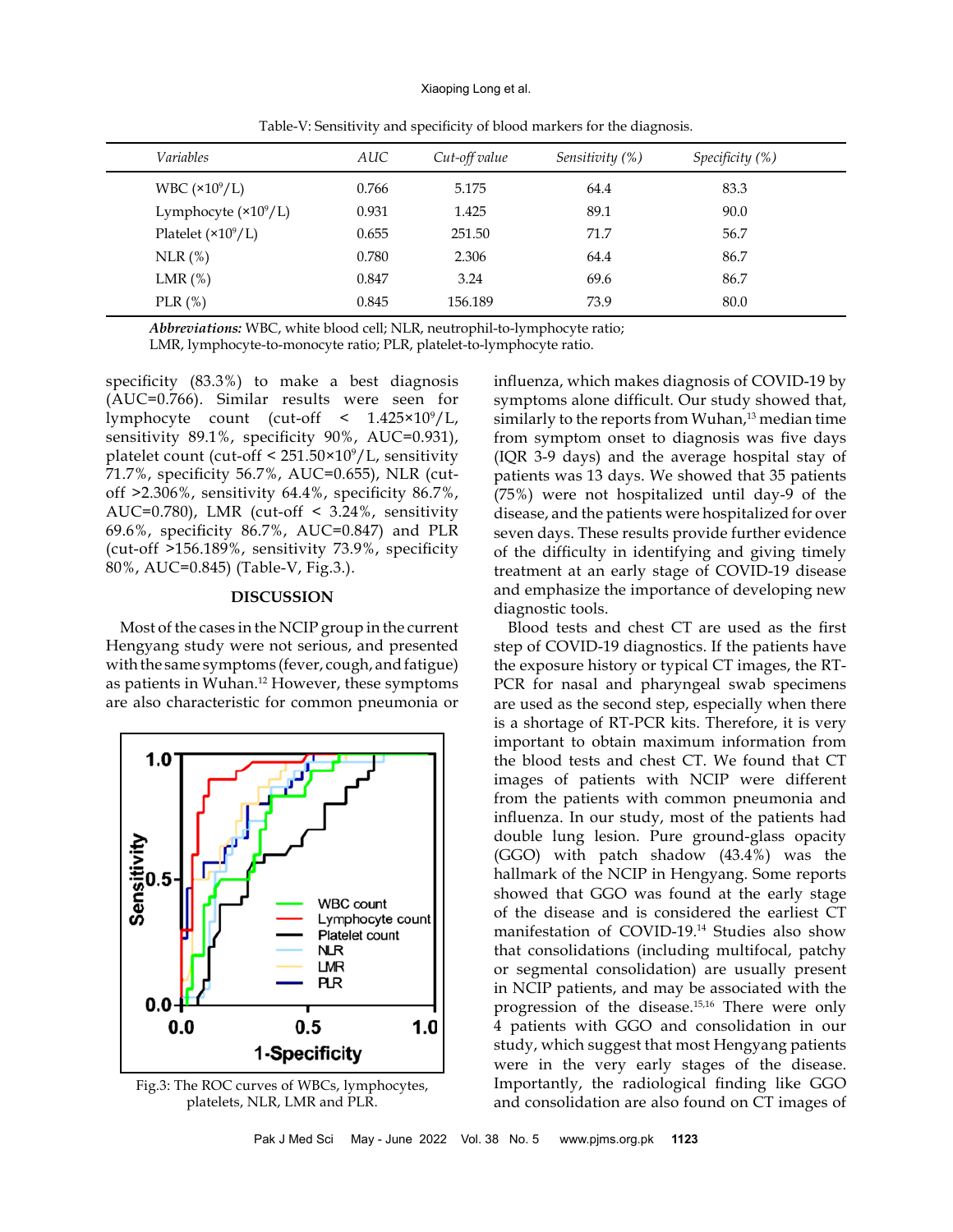Table-V: Sensitivity and specificity of blood markers for the diagnosis.

| *Variables* | *AUC* | *Cut-off value* | *Sensitivity (%)* | *Specificity (%)* |
|---|---|---|---|---|
| WBC ($\times10^9$/L) | 0.766 | 5.175 | 64.4 | 83.3 |
| Lymphocyte ($\times10^9$/L) | 0.931 | 1.425 | 89.1 | 90.0 |
| Platelet ($\times10^9$/L) | 0.655 | 251.50 | 71.7 | 56.7 |
| NLR (%) | 0.780 | 2.306 | 64.4 | 86.7 |
| LMR (%) | 0.847 | 3.24 | 69.6 | 86.7 |
| PLR (%) | 0.845 | 156.189 | 73.9 | 80.0 |

***Abbreviations:*** WBC, white blood cell; NLR, neutrophil-to-lymphocyte ratio; LMR, lymphocyte-to-monocyte ratio; PLR, platelet-to-lymphocyte ratio.

specificity (83.3%) to make a best diagnosis (AUC=0.766). Similar results were seen for lymphocyte count (cut-off < $1.425\times10^9$/L, sensitivity 89.1%, specificity 90%, AUC=0.931), platelet count (cut-off < $251.50\times10^9$/L, sensitivity 71.7%, specificity 56.7%, AUC=0.655), NLR (cut-off >2.306%, sensitivity 64.4%, specificity 86.7%, AUC=0.780), LMR (cut-off < 3.24%, sensitivity 69.6%, specificity 86.7%, AUC=0.847) and PLR (cut-off >156.189%, sensitivity 73.9%, specificity 80%, AUC=0.845) (Table-V, Fig.3.).

## DISCUSSION

Most of the cases in the NCIP group in the current Hengyang study were not serious, and presented with the same symptoms (fever, cough, and fatigue) as patients in Wuhan.[12] However, these symptoms are also characteristic for common pneumonia or influenza, which makes diagnosis of COVID-19 by symptoms alone difficult. Our study showed that, similarly to the reports from Wuhan,[13] median time from symptom onset to diagnosis was five days (IQR 3-9 days) and the average hospital stay of patients was 13 days. We showed that 35 patients (75%) were not hospitalized until day-9 of the disease, and the patients were hospitalized for over seven days. These results provide further evidence of the difficulty in identifying and giving timely treatment at an early stage of COVID-19 disease and emphasize the importance of developing new diagnostic tools.

Fig.3: The ROC curves of WBCs, lymphocytes, platelets, NLR, LMR and PLR.

Blood tests and chest CT are used as the first step of COVID-19 diagnostics. If the patients have the exposure history or typical CT images, the RT-PCR for nasal and pharyngeal swab specimens are used as the second step, especially when there is a shortage of RT-PCR kits. Therefore, it is very important to obtain maximum information from the blood tests and chest CT. We found that CT images of patients with NCIP were different from the patients with common pneumonia and influenza. In our study, most of the patients had double lung lesion. Pure ground-glass opacity (GGO) with patch shadow (43.4%) was the hallmark of the NCIP in Hengyang. Some reports showed that GGO was found at the early stage of the disease and is considered the earliest CT manifestation of COVID-19.[14] Studies also show that consolidations (including multifocal, patchy or segmental consolidation) are usually present in NCIP patients, and may be associated with the progression of the disease.[15,16] There were only 4 patients with GGO and consolidation in our study, which suggest that most Hengyang patients were in the very early stages of the disease. Importantly, the radiological finding like GGO and consolidation are also found on CT images of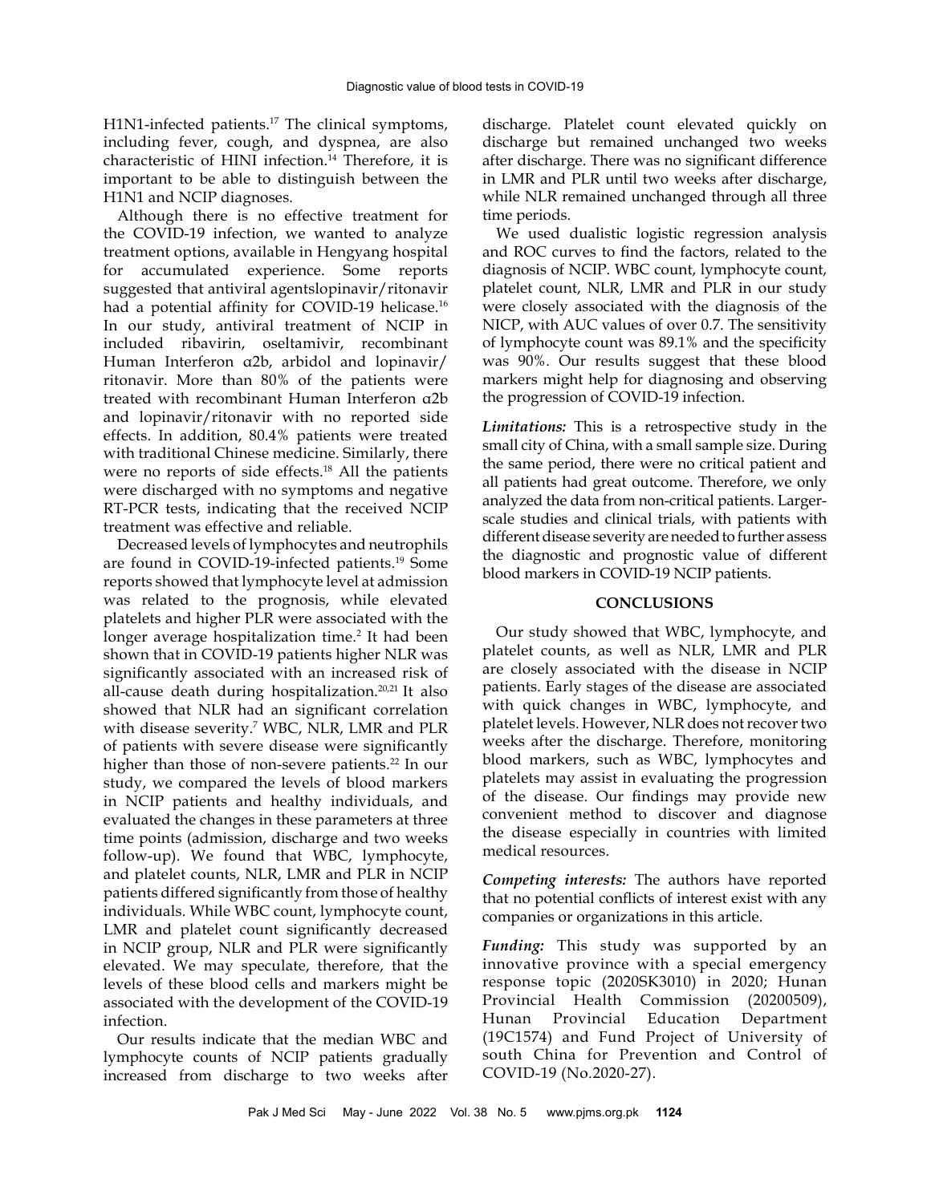H1N1-infected patients.[17] The clinical symptoms, including fever, cough, and dyspnea, are also characteristic of HINI infection.[14] Therefore, it is important to be able to distinguish between the H1N1 and NCIP diagnoses.

Although there is no effective treatment for the COVID-19 infection, we wanted to analyze treatment options, available in Hengyang hospital for accumulated experience. Some reports suggested that antiviral agentslopinavir/ritonavir had a potential affinity for COVID-19 helicase.[16] In our study, antiviral treatment of NCIP in included ribavirin, oseltamivir, recombinant Human Interferon α2b, arbidol and lopinavir/ritonavir. More than 80% of the patients were treated with recombinant Human Interferon α2b and lopinavir/ritonavir with no reported side effects. In addition, 80.4% patients were treated with traditional Chinese medicine. Similarly, there were no reports of side effects.[18] All the patients were discharged with no symptoms and negative RT-PCR tests, indicating that the received NCIP treatment was effective and reliable.

Decreased levels of lymphocytes and neutrophils are found in COVID-19-infected patients.[19] Some reports showed that lymphocyte level at admission was related to the prognosis, while elevated platelets and higher PLR were associated with the longer average hospitalization time.[2] It had been shown that in COVID-19 patients higher NLR was significantly associated with an increased risk of all-cause death during hospitalization.[20,21] It also showed that NLR had an significant correlation with disease severity.[7] WBC, NLR, LMR and PLR of patients with severe disease were significantly higher than those of non-severe patients.[22] In our study, we compared the levels of blood markers in NCIP patients and healthy individuals, and evaluated the changes in these parameters at three time points (admission, discharge and two weeks follow-up). We found that WBC, lymphocyte, and platelet counts, NLR, LMR and PLR in NCIP patients differed significantly from those of healthy individuals. While WBC count, lymphocyte count, LMR and platelet count significantly decreased in NCIP group, NLR and PLR were significantly elevated. We may speculate, therefore, that the levels of these blood cells and markers might be associated with the development of the COVID-19 infection.

Our results indicate that the median WBC and lymphocyte counts of NCIP patients gradually increased from discharge to two weeks after discharge. Platelet count elevated quickly on discharge but remained unchanged two weeks after discharge. There was no significant difference in LMR and PLR until two weeks after discharge, while NLR remained unchanged through all three time periods.

We used dualistic logistic regression analysis and ROC curves to find the factors, related to the diagnosis of NCIP. WBC count, lymphocyte count, platelet count, NLR, LMR and PLR in our study were closely associated with the diagnosis of the NICP, with AUC values of over 0.7. The sensitivity of lymphocyte count was 89.1% and the specificity was 90%. Our results suggest that these blood markers might help for diagnosing and observing the progression of COVID-19 infection.

***Limitations:*** This is a retrospective study in the small city of China, with a small sample size. During the same period, there were no critical patient and all patients had great outcome. Therefore, we only analyzed the data from non-critical patients. Larger-scale studies and clinical trials, with patients with different disease severity are needed to further assess the diagnostic and prognostic value of different blood markers in COVID-19 NCIP patients.

## CONCLUSIONS

Our study showed that WBC, lymphocyte, and platelet counts, as well as NLR, LMR and PLR are closely associated with the disease in NCIP patients. Early stages of the disease are associated with quick changes in WBC, lymphocyte, and platelet levels. However, NLR does not recover two weeks after the discharge. Therefore, monitoring blood markers, such as WBC, lymphocytes and platelets may assist in evaluating the progression of the disease. Our findings may provide new convenient method to discover and diagnose the disease especially in countries with limited medical resources.

***Competing interests:*** The authors have reported that no potential conflicts of interest exist with any companies or organizations in this article.

***Funding:*** This study was supported by an innovative province with a special emergency response topic (2020SK3010) in 2020; Hunan Provincial Health Commission (20200509), Hunan Provincial Education Department (19C1574) and Fund Project of University of south China for Prevention and Control of COVID-19 (No.2020-27).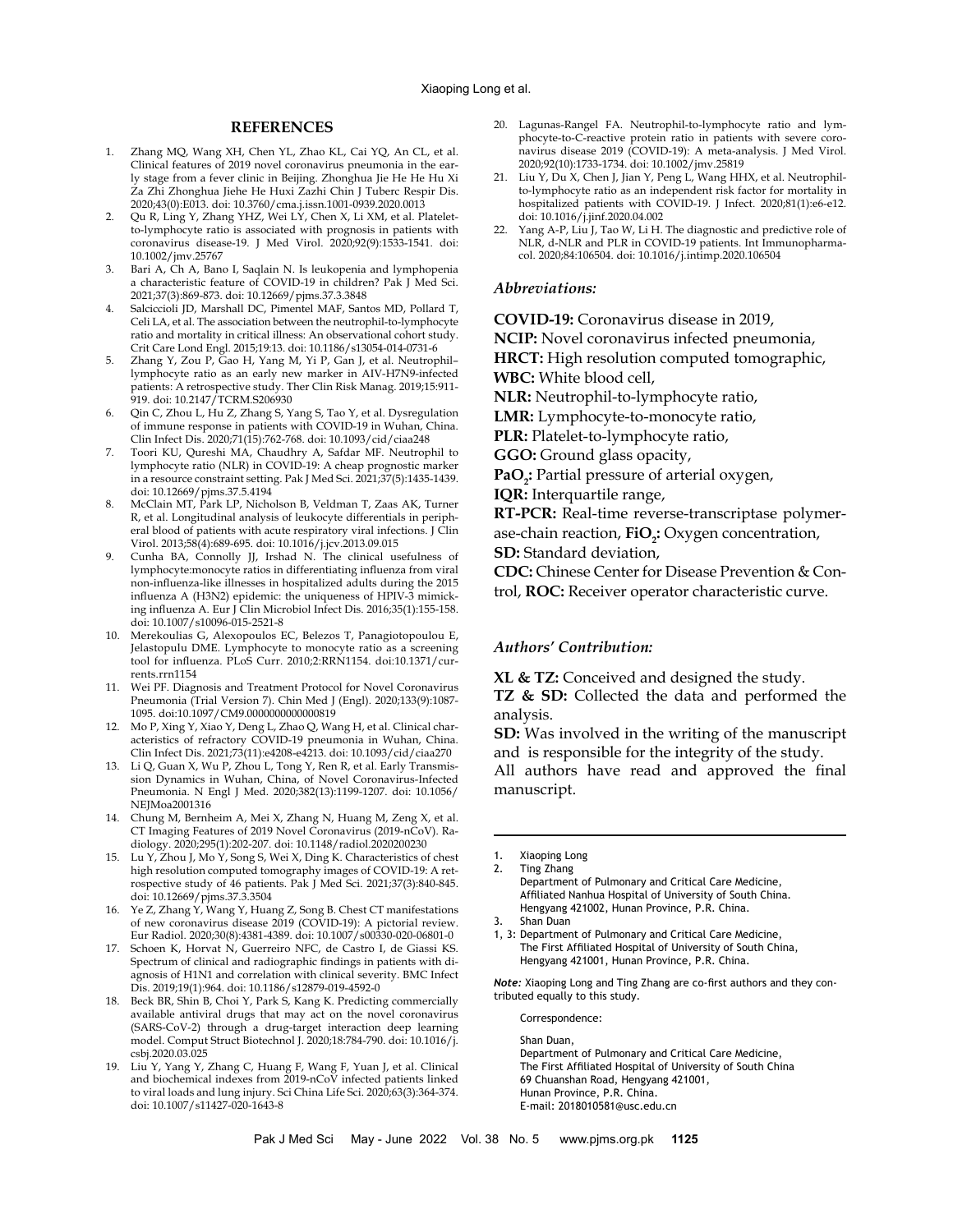## REFERENCES

1. Zhang MQ, Wang XH, Chen YL, Zhao KL, Cai YQ, An CL, et al. Clinical features of 2019 novel coronavirus pneumonia in the early stage from a fever clinic in Beijing. Zhonghua Jie He He Hu Xi Za Zhi Zhonghua Jiehe He Huxi Zazhi Chin J Tuberc Respir Dis. 2020;43(0):E013. doi: 10.3760/cma.j.issn.1001-0939.2020.0013
2. Qu R, Ling Y, Zhang YHZ, Wei LY, Chen X, Li XM, et al. Platelet-to-lymphocyte ratio is associated with prognosis in patients with coronavirus disease-19. J Med Virol. 2020;92(9):1533-1541. doi: 10.1002/jmv.25767
3. Bari A, Ch A, Bano I, Saqlain N. Is leukopenia and lymphopenia a characteristic feature of COVID-19 in children? Pak J Med Sci. 2021;37(3):869-873. doi: 10.12669/pjms.37.3.3848
4. Salciccioli JD, Marshall DC, Pimentel MAF, Santos MD, Pollard T, Celi LA, et al. The association between the neutrophil-to-lymphocyte ratio and mortality in critical illness: An observational cohort study. Crit Care Lond Engl. 2015;19:13. doi: 10.1186/s13054-014-0731-6
5. Zhang Y, Zou P, Gao H, Yang M, Yi P, Gan J, et al. Neutrophil–lymphocyte ratio as an early new marker in AIV-H7N9-infected patients: A retrospective study. Ther Clin Risk Manag. 2019;15:911-919. doi: 10.2147/TCRM.S206930
6. Qin C, Zhou L, Hu Z, Zhang S, Yang S, Tao Y, et al. Dysregulation of immune response in patients with COVID-19 in Wuhan, China. Clin Infect Dis. 2020;71(15):762-768. doi: 10.1093/cid/ciaa248
7. Toori KU, Qureshi MA, Chaudhry A, Safdar MF. Neutrophil to lymphocyte ratio (NLR) in COVID-19: A cheap prognostic marker in a resource constraint setting. Pak J Med Sci. 2021;37(5):1435-1439. doi: 10.12669/pjms.37.5.4194
8. McClain MT, Park LP, Nicholson B, Veldman T, Zaas AK, Turner R, et al. Longitudinal analysis of leukocyte differentials in peripheral blood of patients with acute respiratory viral infections. J Clin Virol. 2013;58(4):689-695. doi: 10.1016/j.jcv.2013.09.015
9. Cunha BA, Connolly JJ, Irshad N. The clinical usefulness of lymphocyte:monocyte ratios in differentiating influenza from viral non-influenza-like illnesses in hospitalized adults during the 2015 influenza A (H3N2) epidemic: the uniqueness of HPIV-3 mimicking influenza A. Eur J Clin Microbiol Infect Dis. 2016;35(1):155-158. doi: 10.1007/s10096-015-2521-8
10. Merekoulias G, Alexopoulos EC, Belezos T, Panagiotopoulou E, Jelastopulu DME. Lymphocyte to monocyte ratio as a screening tool for influenza. PLoS Curr. 2010;2:RRN1154. doi:10.1371/currents.rrn1154
11. Wei PF. Diagnosis and Treatment Protocol for Novel Coronavirus Pneumonia (Trial Version 7). Chin Med J (Engl). 2020;133(9):1087-1095. doi:10.1097/CM9.0000000000000819
12. Mo P, Xing Y, Xiao Y, Deng L, Zhao Q, Wang H, et al. Clinical characteristics of refractory COVID-19 pneumonia in Wuhan, China. Clin Infect Dis. 2021;73(11):e4208-e4213. doi: 10.1093/cid/ciaa270
13. Li Q, Guan X, Wu P, Zhou L, Tong Y, Ren R, et al. Early Transmission Dynamics in Wuhan, China, of Novel Coronavirus-Infected Pneumonia. N Engl J Med. 2020;382(13):1199-1207. doi: 10.1056/NEJMoa2001316
14. Chung M, Bernheim A, Mei X, Zhang N, Huang M, Zeng X, et al. CT Imaging Features of 2019 Novel Coronavirus (2019-nCoV). Radiology. 2020;295(1):202-207. doi: 10.1148/radiol.2020200230
15. Lu Y, Zhou J, Mo Y, Song S, Wei X, Ding K. Characteristics of chest high resolution computed tomography images of COVID-19: A retrospective study of 46 patients. Pak J Med Sci. 2021;37(3):840-845. doi: 10.12669/pjms.37.3.3504
16. Ye Z, Zhang Y, Wang Y, Huang Z, Song B. Chest CT manifestations of new coronavirus disease 2019 (COVID-19): A pictorial review. Eur Radiol. 2020;30(8):4381-4389. doi: 10.1007/s00330-020-06801-0
17. Schoen K, Horvat N, Guerreiro NFC, de Castro I, de Giassi KS. Spectrum of clinical and radiographic findings in patients with diagnosis of H1N1 and correlation with clinical severity. BMC Infect Dis. 2019;19(1):964. doi: 10.1186/s12879-019-4592-0
18. Beck BR, Shin B, Choi Y, Park S, Kang K. Predicting commercially available antiviral drugs that may act on the novel coronavirus (SARS-CoV-2) through a drug-target interaction deep learning model. Comput Struct Biotechnol J. 2020;18:784-790. doi: 10.1016/j.csbj.2020.03.025
19. Liu Y, Yang Y, Zhang C, Huang F, Wang F, Yuan J, et al. Clinical and biochemical indexes from 2019-nCoV infected patients linked to viral loads and lung injury. Sci China Life Sci. 2020;63(3):364-374. doi: 10.1007/s11427-020-1643-8
20. Lagunas-Rangel FA. Neutrophil-to-lymphocyte ratio and lymphocyte-to-C-reactive protein ratio in patients with severe coronavirus disease 2019 (COVID-19): A meta-analysis. J Med Virol. 2020;92(10):1733-1734. doi: 10.1002/jmv.25819
21. Liu Y, Du X, Chen J, Jian Y, Peng L, Wang HHX, et al. Neutrophil-to-lymphocyte ratio as an independent risk factor for mortality in hospitalized patients with COVID-19. J Infect. 2020;81(1):e6-e12. doi: 10.1016/j.jinf.2020.04.002
22. Yang A-P, Liu J, Tao W, Li H. The diagnostic and predictive role of NLR, d-NLR and PLR in COVID-19 patients. Int Immunopharmacol. 2020;84:106504. doi: 10.1016/j.intimp.2020.106504

### *Abbreviations:*

**COVID-19:** Coronavirus disease in 2019,
**NCIP:** Novel coronavirus infected pneumonia,
**HRCT:** High resolution computed tomographic,
**WBC:** White blood cell,
**NLR:** Neutrophil-to-lymphocyte ratio,
**LMR:** Lymphocyte-to-monocyte ratio,
**PLR:** Platelet-to-lymphocyte ratio,
**GGO:** Ground glass opacity,
**$PaO_2$:** Partial pressure of arterial oxygen,
**IQR:** Interquartile range,
**RT-PCR:** Real-time reverse-transcriptase polymerase-chain reaction, **$FiO_2$:** Oxygen concentration,
**SD:** Standard deviation,
**CDC:** Chinese Center for Disease Prevention & Control, **ROC:** Receiver operator characteristic curve.

### *Authors' Contribution:*

**XL & TZ:** Conceived and designed the study.
**TZ & SD:** Collected the data and performed the analysis.
**SD:** Was involved in the writing of the manuscript and is responsible for the integrity of the study.
All authors have read and approved the final manuscript.

---

1. Xiaoping Long
2. Ting Zhang
   Department of Pulmonary and Critical Care Medicine,
   Affiliated Nanhua Hospital of University of South China.
   Hengyang 421002, Hunan Province, P.R. China.
3. Shan Duan

1, 3: Department of Pulmonary and Critical Care Medicine,
The First Affiliated Hospital of University of South China,
Hengyang 421001, Hunan Province, P.R. China.

***Note:*** Xiaoping Long and Ting Zhang are co-first authors and they contributed equally to this study.

Correspondence:

Shan Duan,
Department of Pulmonary and Critical Care Medicine,
The First Affiliated Hospital of University of South China
69 Chuanshan Road, Hengyang 421001,
Hunan Province, P.R. China.
E-mail: 2018010581@usc.edu.cn